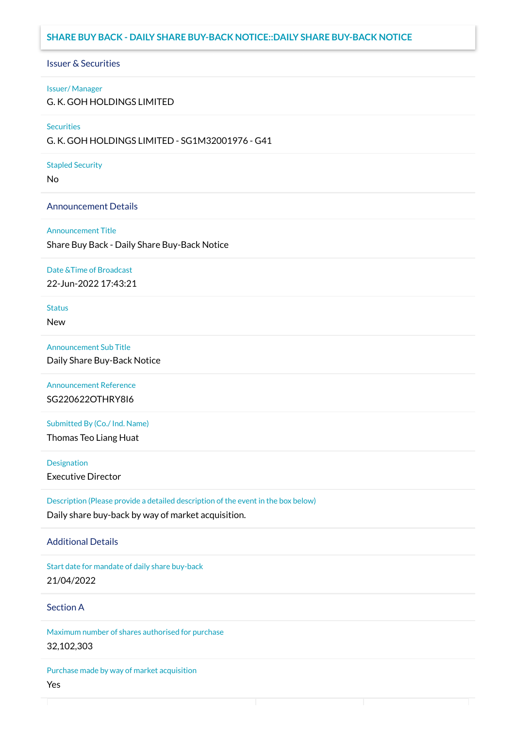## SHARE BUY BACK - DAILY SHARE BUY-BACK NOTICE::DAILY SHARE BUY-BACK NOTICE

### Issuer & Securities

**Issuer/ Manager**

G. K. GOH HOLDINGS LIMITED

**Securities**

G. K. GOH HOLDINGS LIMITED - SG1M32001976 - G41

**Stapled Security**

No

### Announcement Details

**Announcement Title**

Share Buy Back - Daily Share Buy-Back Notice

**Date &Time of Broadcast**

22-Jun-2022 17:43:21

**Status**

New

**Announcement Sub Title**

Daily Share Buy-Back Notice

**Announcement Reference**

SG220622OTHRY8I6

**Submitted By (Co./ Ind. Name)**

Thomas Teo Liang Huat

**Designation**

Executive Director

**Description (Please provide a detailed description of the event in the box below)**

Daily share buy-back by way of market acquisition.

### Additional Details

**Start date for mandate of daily share buy-back**

21/04/2022

### Section A

**Maximum number of shares authorised for purchase**

32,102,303

**Purchase made by way of market acquisition**

Yes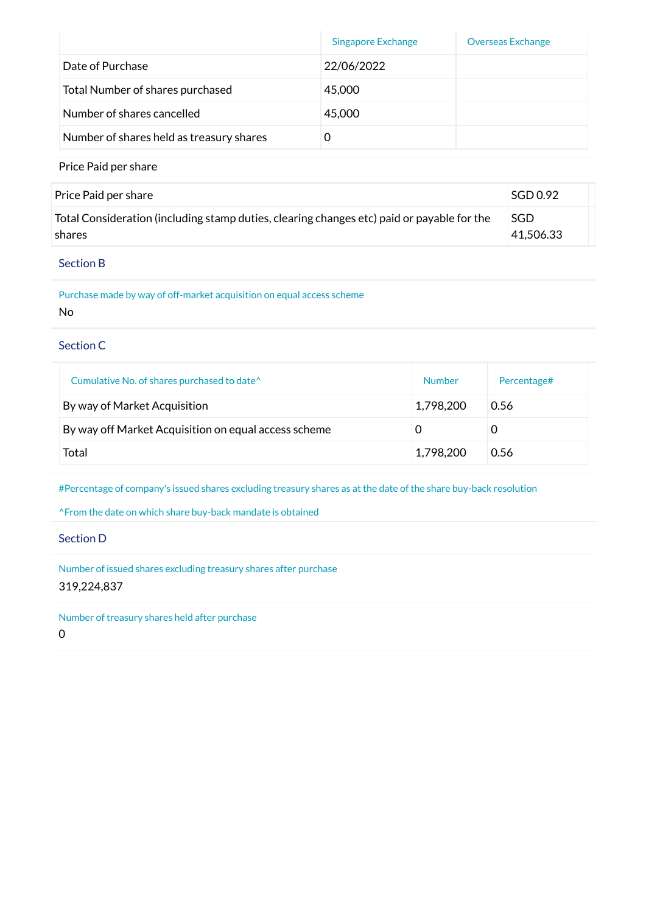| | Singapore Exchange | Overseas Exchange |
|---|---|---|
| Date of Purchase | 22/06/2022 | |
| Total Number of shares purchased | 45,000 | |
| Number of shares cancelled | 45,000 | |
| Number of shares held as treasury shares | 0 | |

Price Paid per share

| | |
|---|---|
| Price Paid per share | SGD 0.92 |
| Total Consideration (including stamp duties, clearing changes etc) paid or payable for the shares | SGD 41,506.33 |

## Section B

Purchase made by way of off-market acquisition on equal access scheme

No

## Section C

| Cumulative No. of shares purchased to date^ | Number | Percentage# |
|---|---|---|
| By way of Market Acquisition | 1,798,200 | 0.56 |
| By way off Market Acquisition on equal access scheme | 0 | 0 |
| Total | 1,798,200 | 0.56 |

#Percentage of company's issued shares excluding treasury shares as at the date of the share buy-back resolution

^From the date on which share buy-back mandate is obtained

## Section D

Number of issued shares excluding treasury shares after purchase

319,224,837

Number of treasury shares held after purchase

0